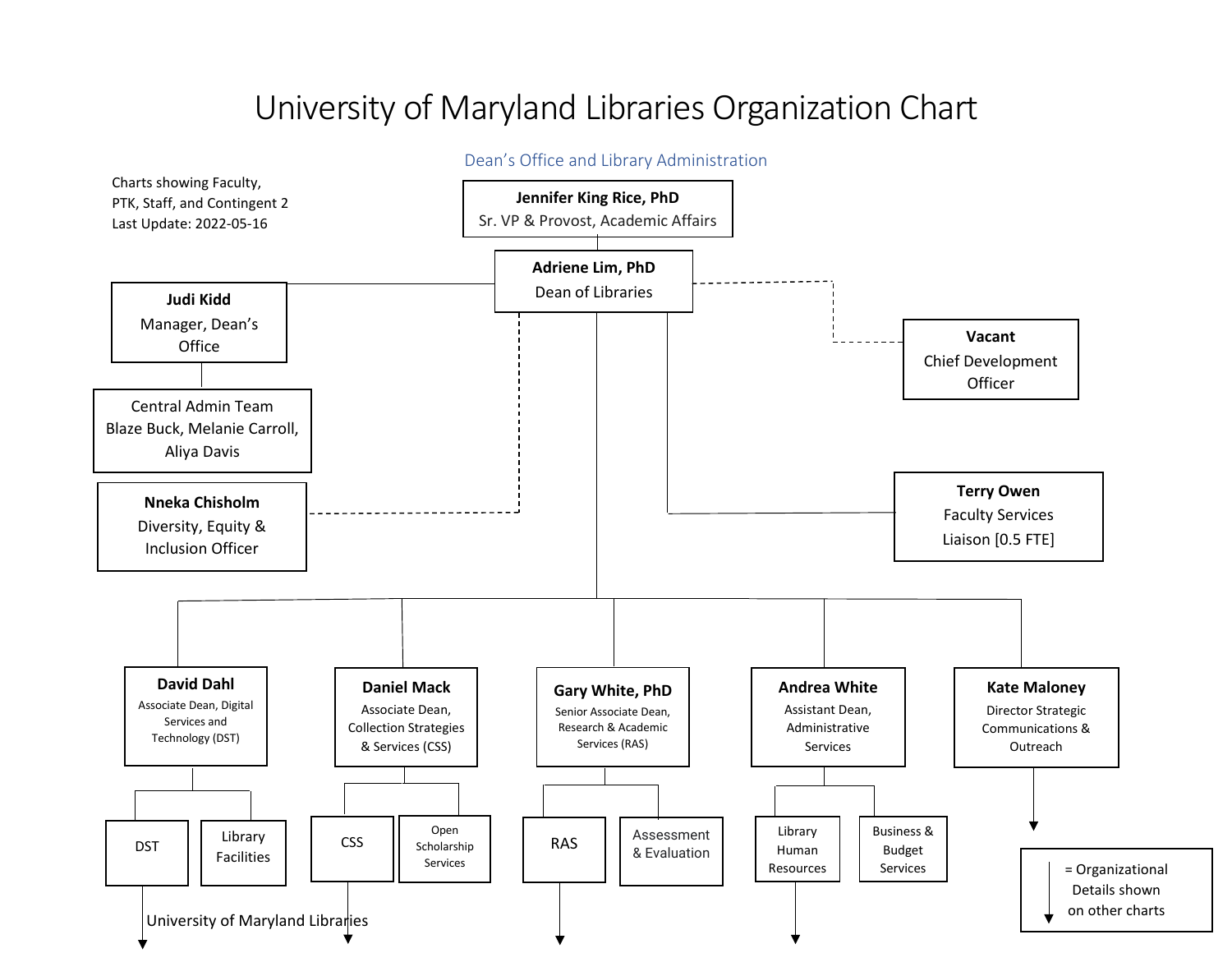# University of Maryland Libraries Organization Chart

## Dean's Office and Library Administration

Charts showing Faculty, PTK, Staff, and Contingent 2
Last Update: 2022-05-16

**Jennifer King Rice, PhD**
Sr. VP & Provost, Academic Affairs

**Adriene Lim, PhD**
Dean of Libraries

**Judi Kidd**
Manager, Dean's Office

Central Admin Team
Blaze Buck, Melanie Carroll, Aliya Davis

**Nneka Chisholm**
Diversity, Equity & Inclusion Officer

**Vacant**
Chief Development Officer

**Terry Owen**
Faculty Services Liaison [0.5 FTE]

**David Dahl**
Associate Dean, Digital Services and Technology (DST)
- DST
- Library Facilities

**Daniel Mack**
Associate Dean, Collection Strategies & Services (CSS)
- CSS
- Open Scholarship Services

**Gary White, PhD**
Senior Associate Dean, Research & Academic Services (RAS)
- RAS
- Assessment & Evaluation

**Andrea White**
Assistant Dean, Administrative Services
- Library Human Resources
- Business & Budget Services

**Kate Maloney**
Director Strategic Communications & Outreach

↓ = Organizational Details shown on other charts

University of Maryland Libraries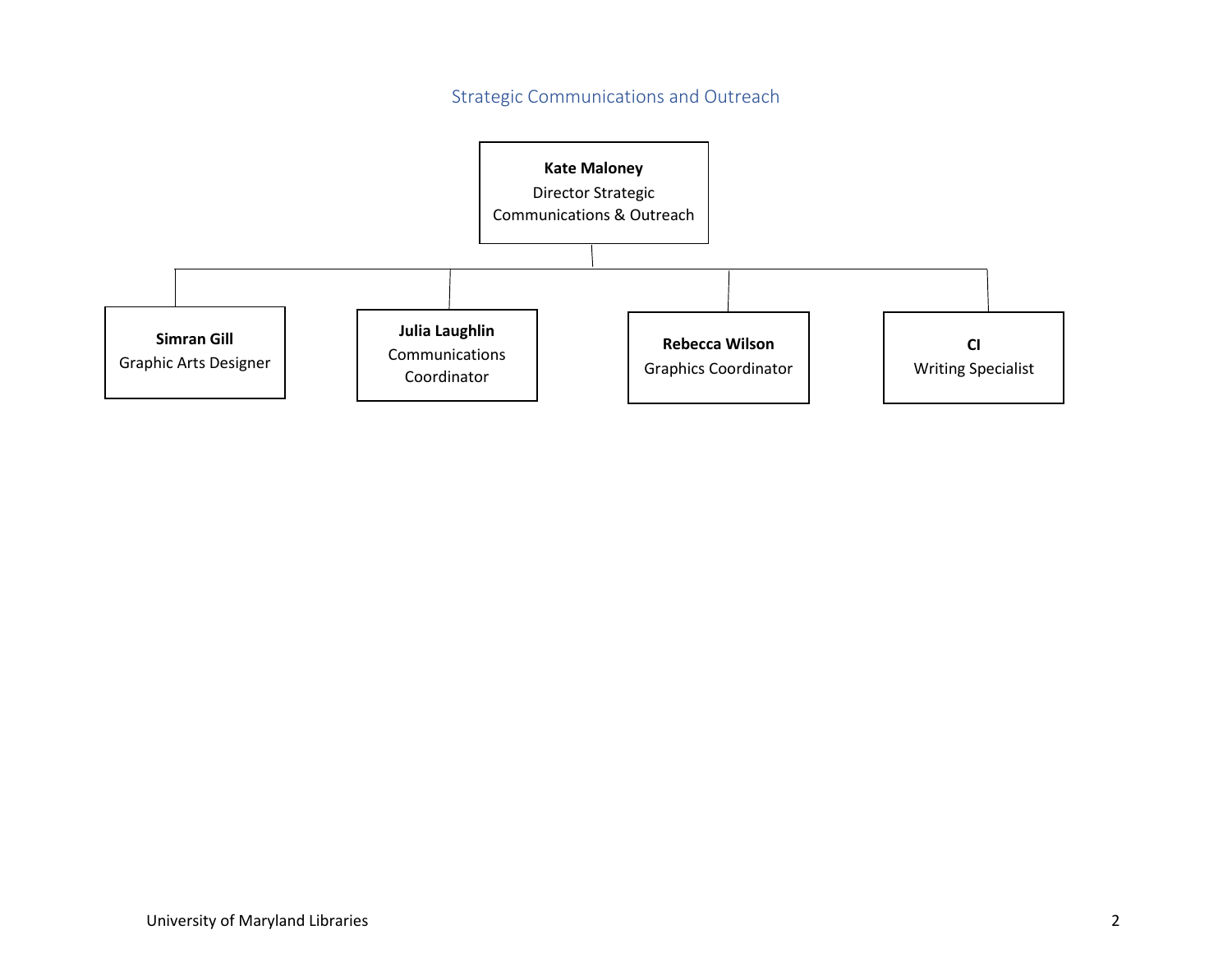## Strategic Communications and Outreach

**Kate Maloney**
Director Strategic Communications & Outreach

- **Simran Gill**
  Graphic Arts Designer
- **Julia Laughlin**
  Communications Coordinator
- **Rebecca Wilson**
  Graphics Coordinator
- **CI**
  Writing Specialist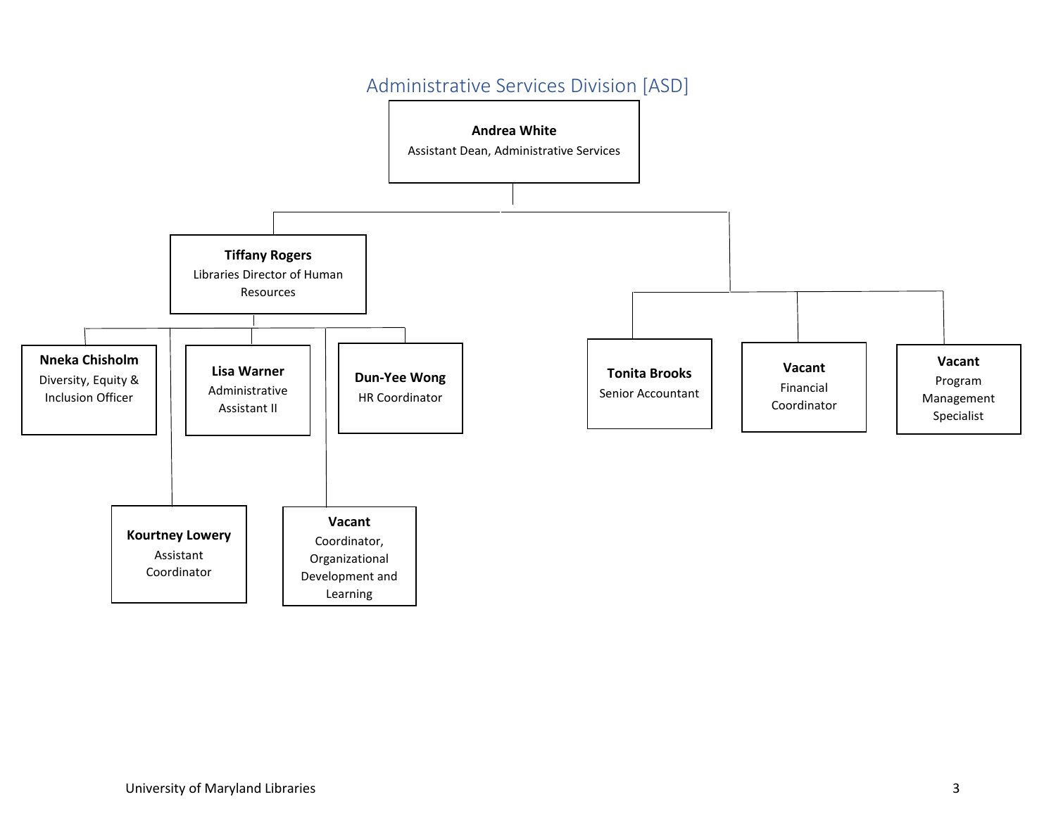## Administrative Services Division [ASD]

- **Andrea White** — Assistant Dean, Administrative Services
  - **Tiffany Rogers** — Libraries Director of Human Resources
    - **Nneka Chisholm** — Diversity, Equity & Inclusion Officer
    - **Lisa Warner** — Administrative Assistant II
    - **Dun-Yee Wong** — HR Coordinator
    - **Kourtney Lowery** — Assistant Coordinator
    - **Vacant** — Coordinator, Organizational Development and Learning
  - **Tonita Brooks** — Senior Accountant
  - **Vacant** — Financial Coordinator
  - **Vacant** — Program Management Specialist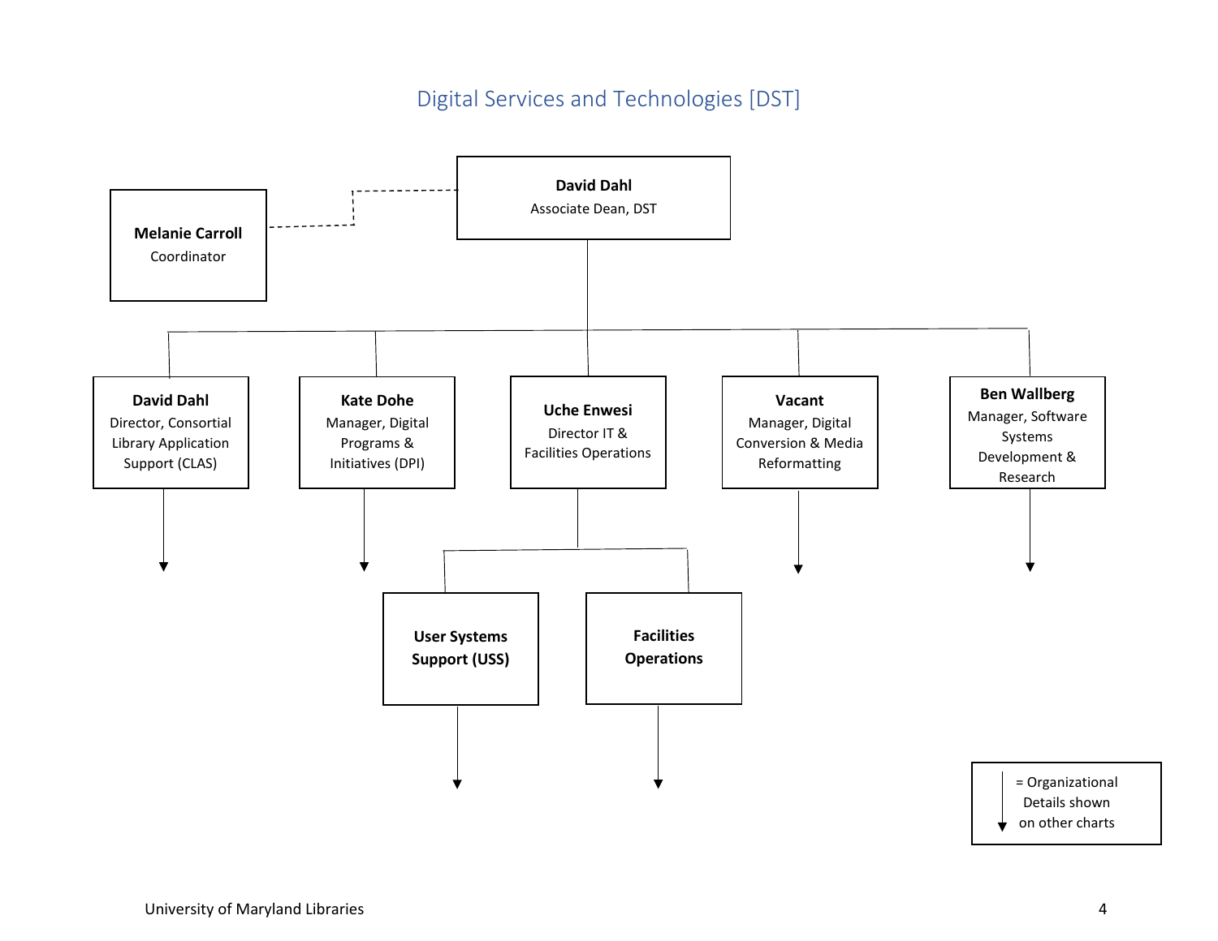## Digital Services and Technologies [DST]

**David Dahl**
Associate Dean, DST

**Melanie Carroll**
Coordinator

**David Dahl**
Director, Consortial Library Application Support (CLAS)

**Kate Dohe**
Manager, Digital Programs & Initiatives (DPI)

**Uche Enwesi**
Director IT & Facilities Operations

- **User Systems Support (USS)**
- **Facilities Operations**

**Vacant**
Manager, Digital Conversion & Media Reformatting

**Ben Wallberg**
Manager, Software Systems Development & Research

↓ = Organizational Details shown on other charts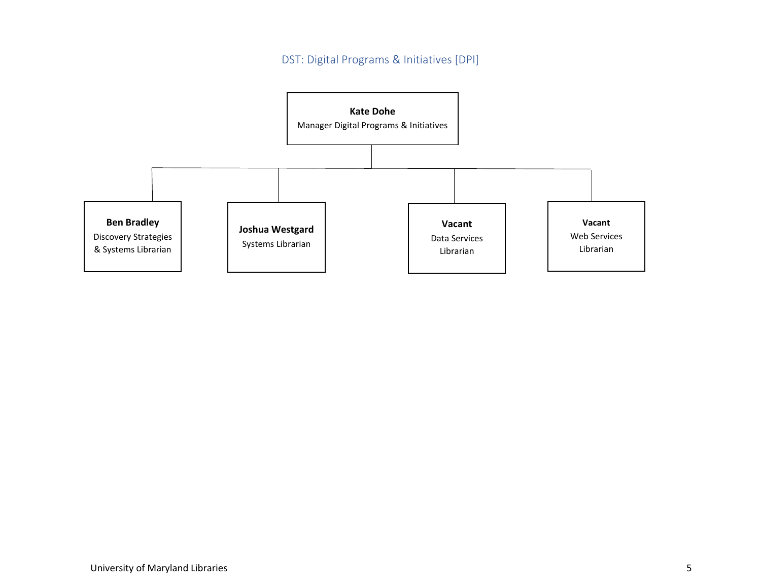## DST: Digital Programs & Initiatives [DPI]

**Kate Dohe**
Manager Digital Programs & Initiatives

- **Ben Bradley**
  Discovery Strategies & Systems Librarian
- **Joshua Westgard**
  Systems Librarian
- **Vacant**
  Data Services Librarian
- **Vacant**
  Web Services Librarian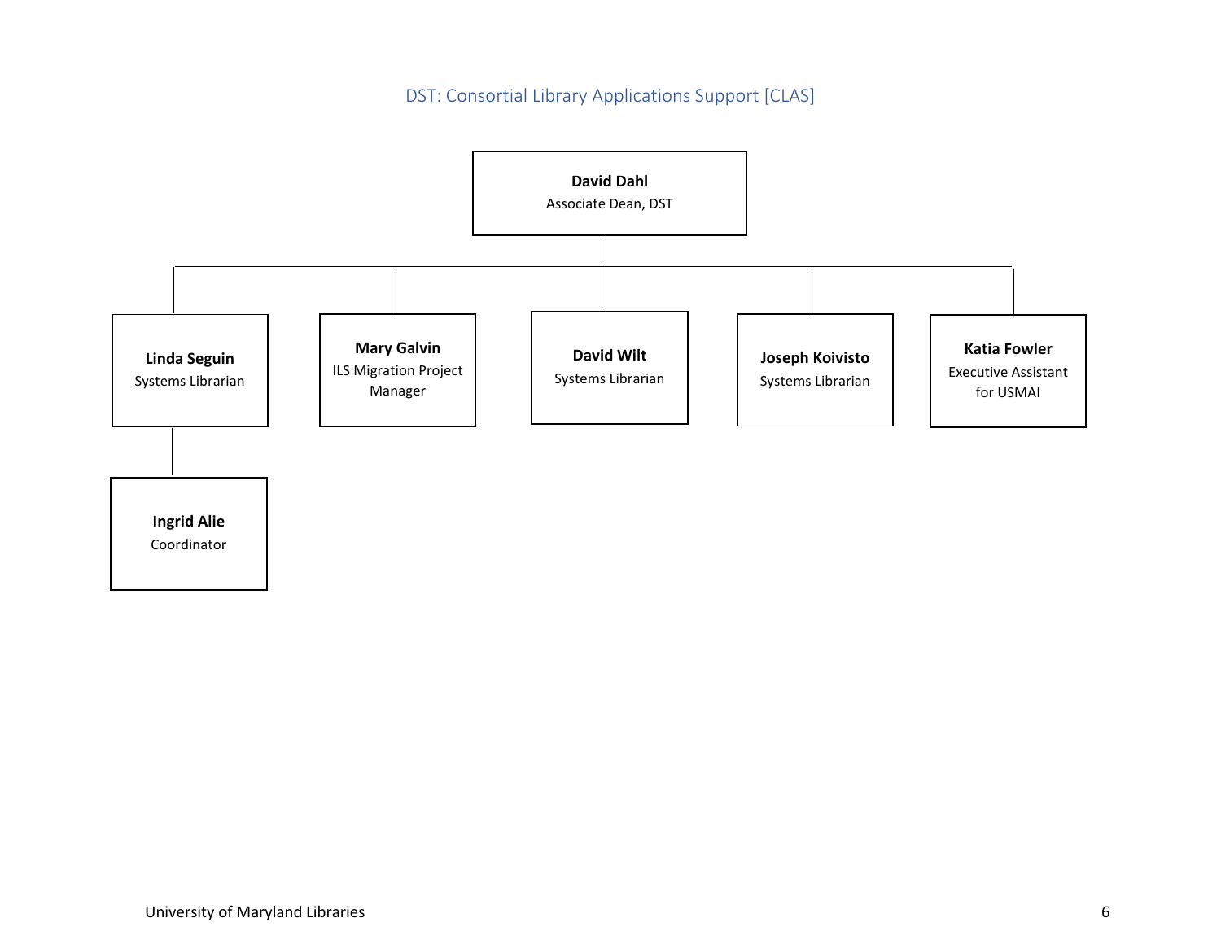## DST: Consortial Library Applications Support [CLAS]

- **David Dahl**
  Associate Dean, DST
  - **Linda Seguin**
    Systems Librarian
    - **Ingrid Alie**
      Coordinator
  - **Mary Galvin**
    ILS Migration Project Manager
  - **David Wilt**
    Systems Librarian
  - **Joseph Koivisto**
    Systems Librarian
  - **Katia Fowler**
    Executive Assistant for USMAI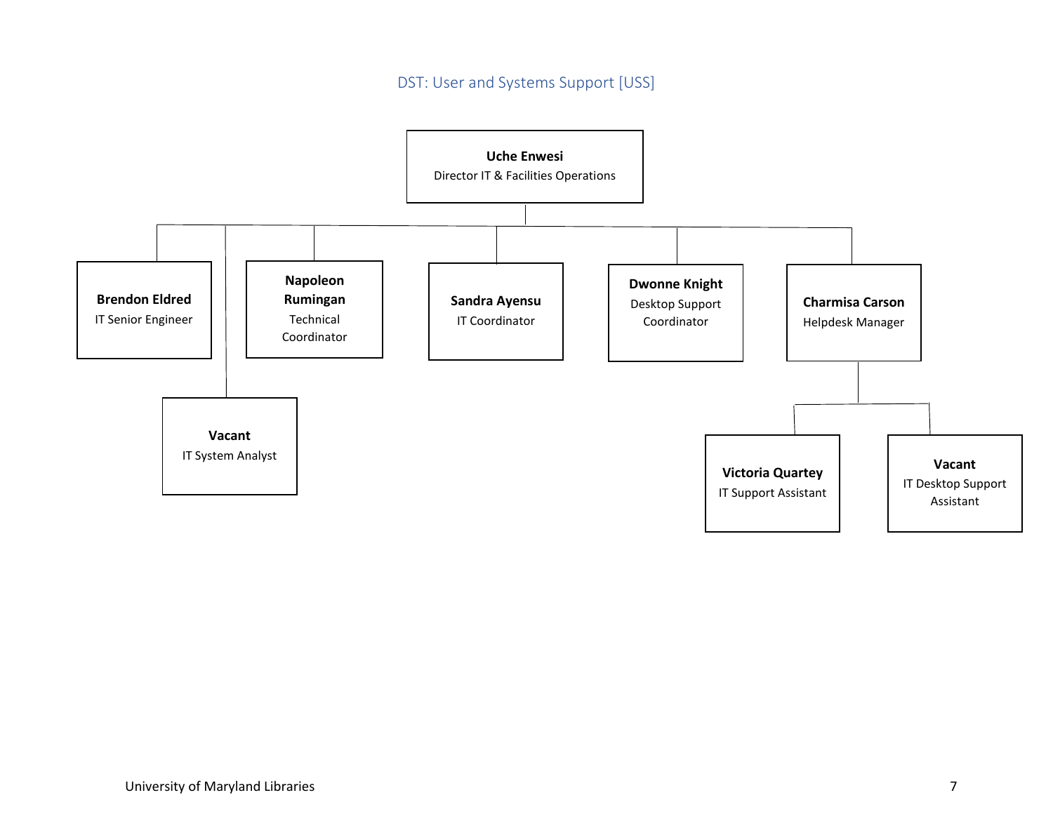## DST: User and Systems Support [USS]

- **Uche Enwesi** – Director IT & Facilities Operations
  - **Brendon Eldred** – IT Senior Engineer
  - **Vacant** – IT System Analyst
  - **Napoleon Rumingan** – Technical Coordinator
  - **Sandra Ayensu** – IT Coordinator
  - **Dwonne Knight** – Desktop Support Coordinator
  - **Charmisa Carson** – Helpdesk Manager
    - **Victoria Quartey** – IT Support Assistant
    - **Vacant** – IT Desktop Support Assistant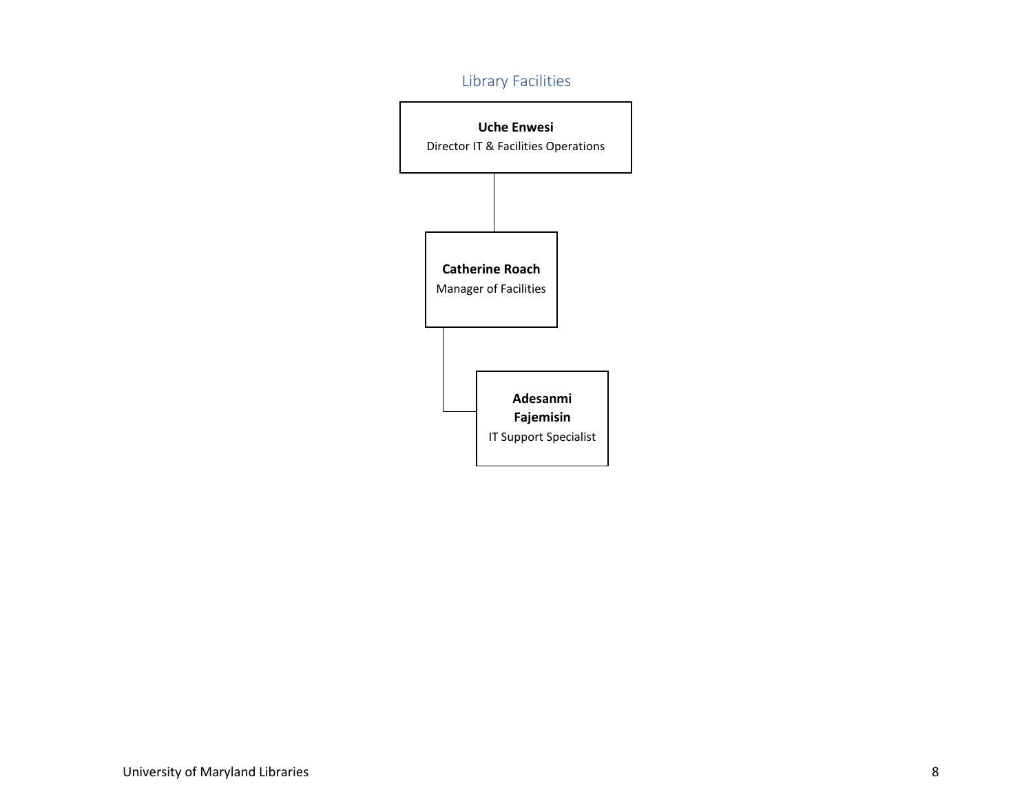## Library Facilities

- **Uche Enwesi**
  Director IT & Facilities Operations
  - **Catherine Roach**
    Manager of Facilities
    - **Adesanmi Fajemisin**
      IT Support Specialist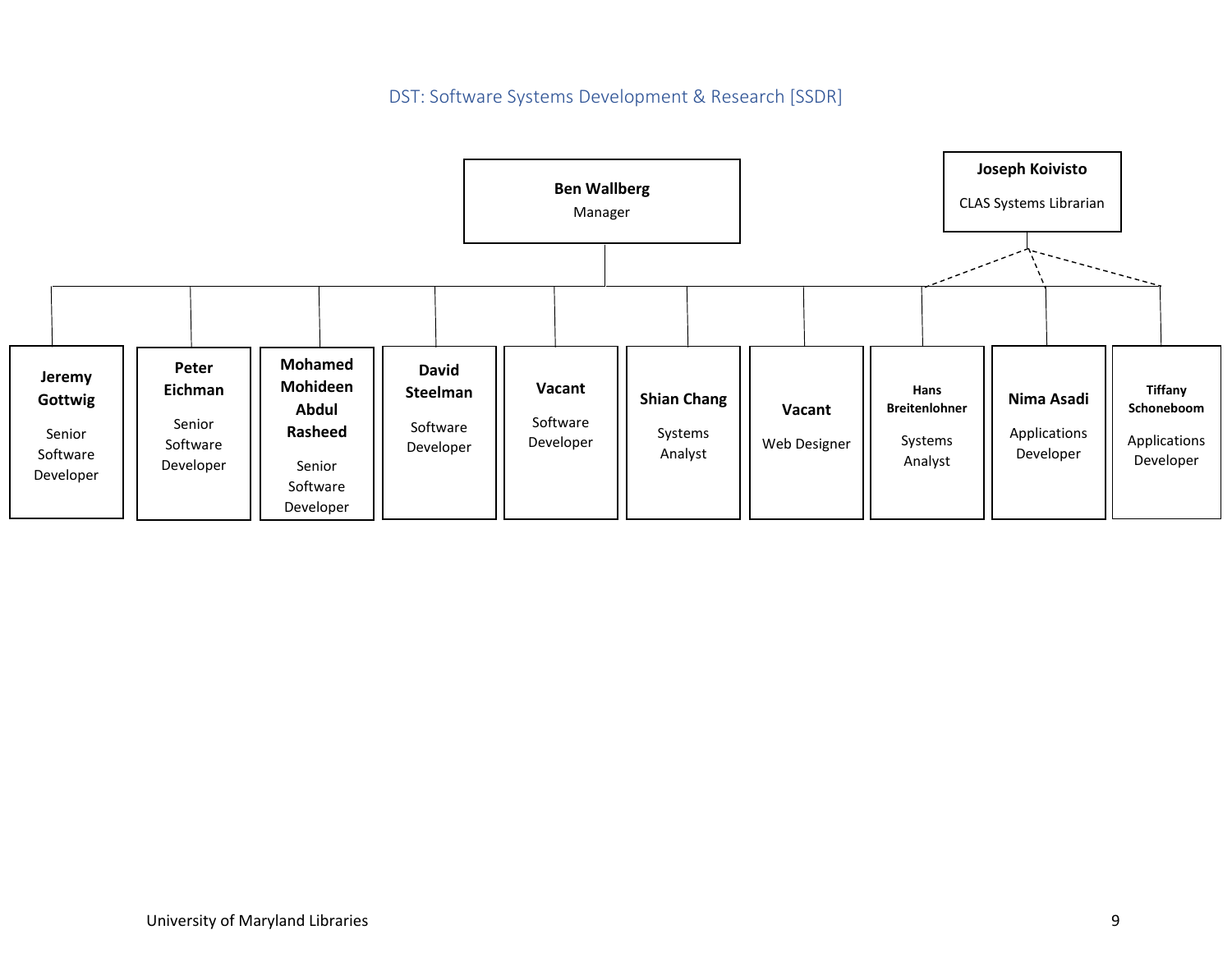## DST: Software Systems Development & Research [SSDR]

**Ben Wallberg**
Manager

**Joseph Koivisto**
CLAS Systems Librarian

- **Jeremy Gottwig** – Senior Software Developer
- **Peter Eichman** – Senior Software Developer
- **Mohamed Mohideen Abdul Rasheed** – Senior Software Developer
- **David Steelman** – Software Developer
- **Vacant** – Software Developer
- **Shian Chang** – Systems Analyst
- **Vacant** – Web Designer
- **Hans Breitenlohner** – Systems Analyst
- **Nima Asadi** – Applications Developer
- **Tiffany Schoneboom** – Applications Developer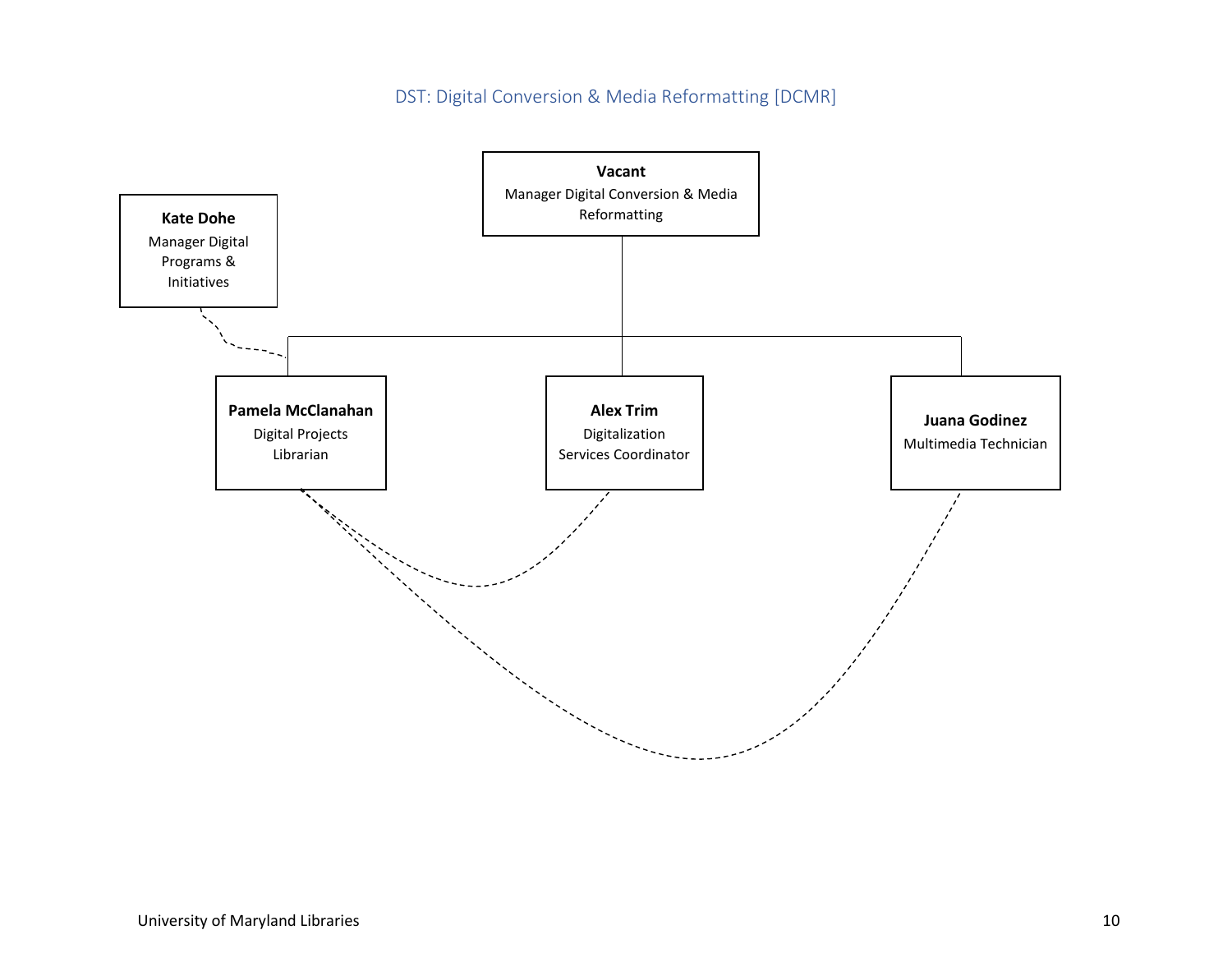## DST: Digital Conversion & Media Reformatting [DCMR]

**Vacant**
Manager Digital Conversion & Media Reformatting

**Kate Dohe**
Manager Digital Programs & Initiatives

**Pamela McClanahan**
Digital Projects Librarian

**Alex Trim**
Digitalization Services Coordinator

**Juana Godinez**
Multimedia Technician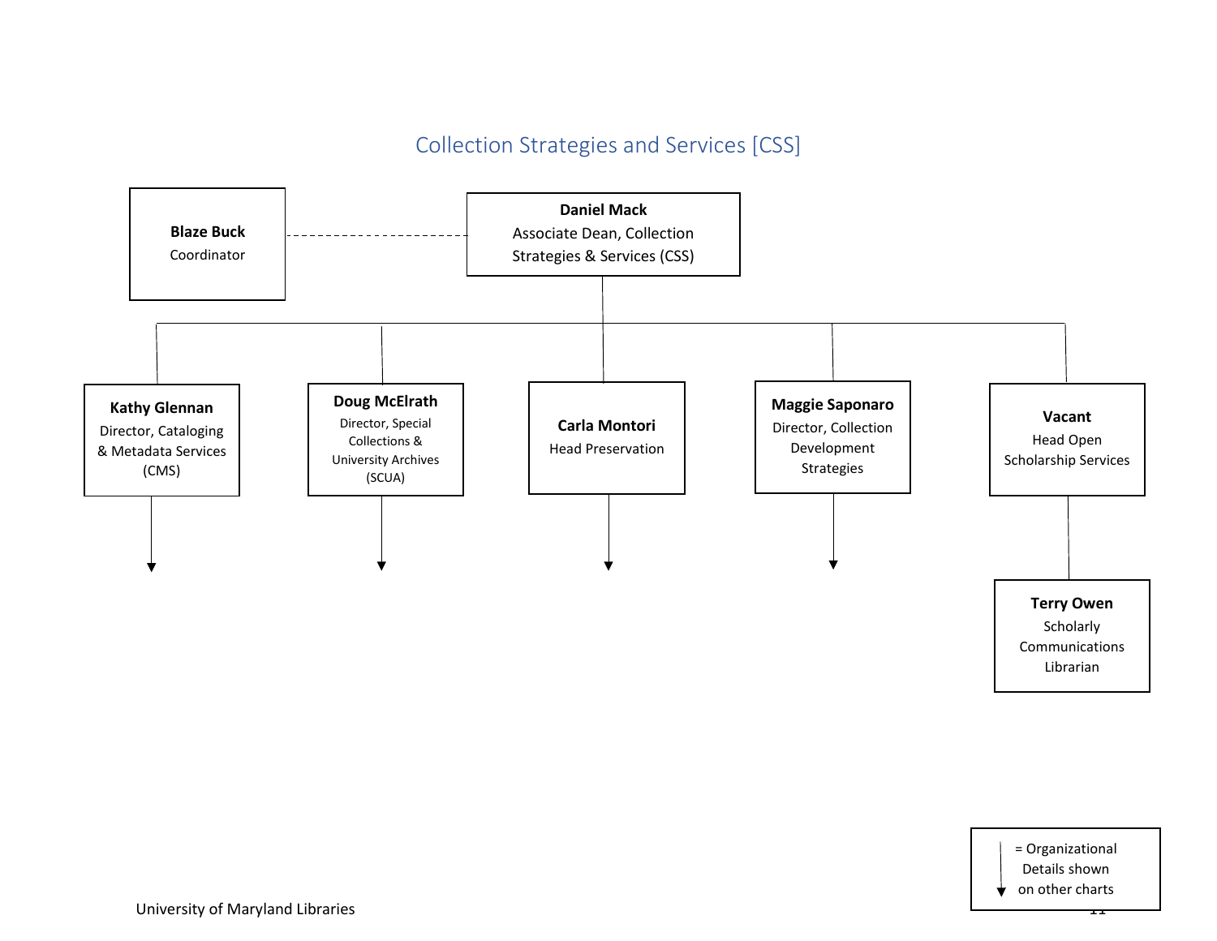## Collection Strategies and Services [CSS]

**Blaze Buck**
Coordinator

**Daniel Mack**
Associate Dean, Collection Strategies & Services (CSS)

- **Kathy Glennan**
  Director, Cataloging & Metadata Services (CMS)
- **Doug McElrath**
  Director, Special Collections & University Archives (SCUA)
- **Carla Montori**
  Head Preservation
- **Maggie Saponaro**
  Director, Collection Development Strategies
- **Vacant**
  Head Open Scholarship Services
  - **Terry Owen**
    Scholarly Communications Librarian

= Organizational Details shown on other charts

University of Maryland Libraries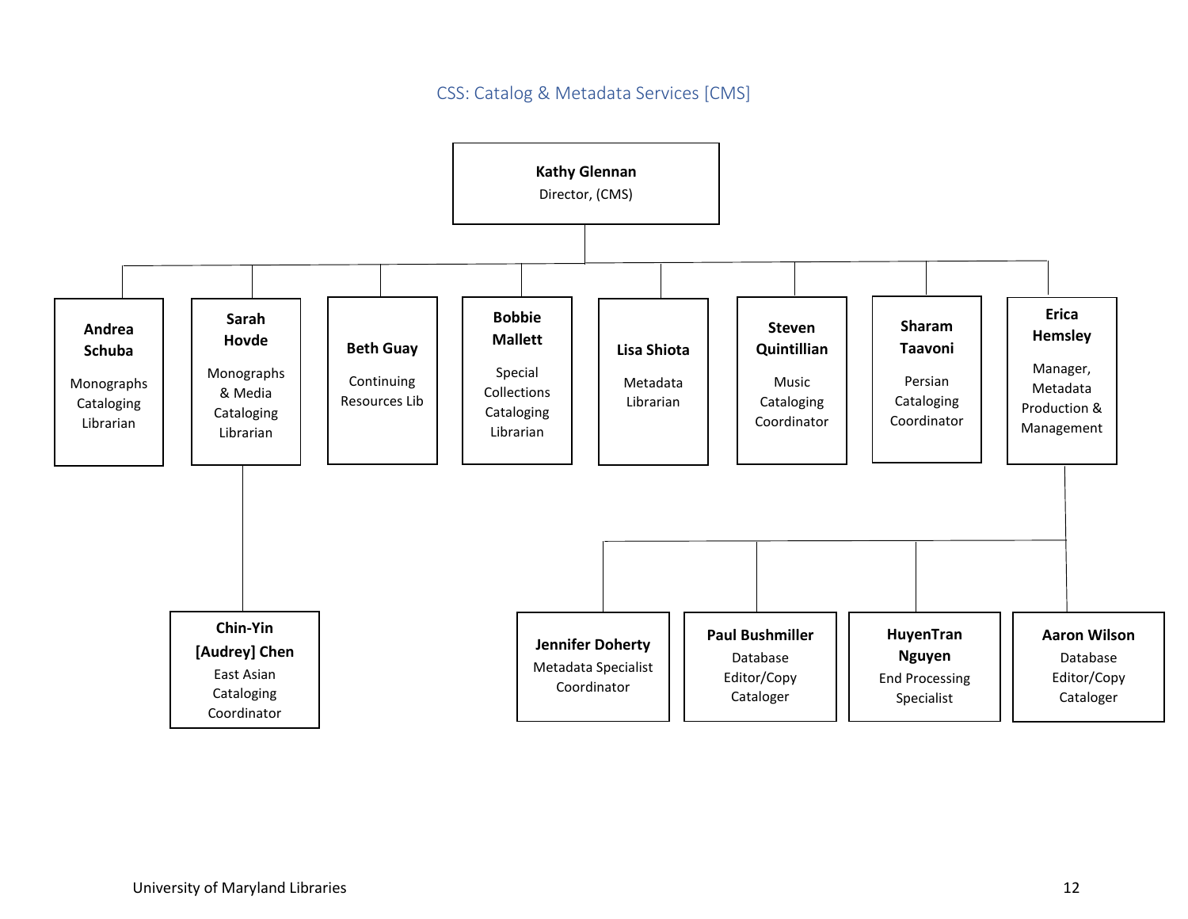## CSS: Catalog & Metadata Services [CMS]

- **Kathy Glennan**
  Director, (CMS)
  - **Andrea Schuba**
    Monographs Cataloging Librarian
  - **Sarah Hovde**
    Monographs & Media Cataloging Librarian
    - **Chin-Yin [Audrey] Chen**
      East Asian Cataloging Coordinator
  - **Beth Guay**
    Continuing Resources Lib
  - **Bobbie Mallett**
    Special Collections Cataloging Librarian
  - **Lisa Shiota**
    Metadata Librarian
  - **Steven Quintillian**
    Music Cataloging Coordinator
  - **Sharam Taavoni**
    Persian Cataloging Coordinator
  - **Erica Hemsley**
    Manager, Metadata Production & Management
    - **Jennifer Doherty**
      Metadata Specialist Coordinator
    - **Paul Bushmiller**
      Database Editor/Copy Cataloger
    - **HuyenTran Nguyen**
      End Processing Specialist
    - **Aaron Wilson**
      Database Editor/Copy Cataloger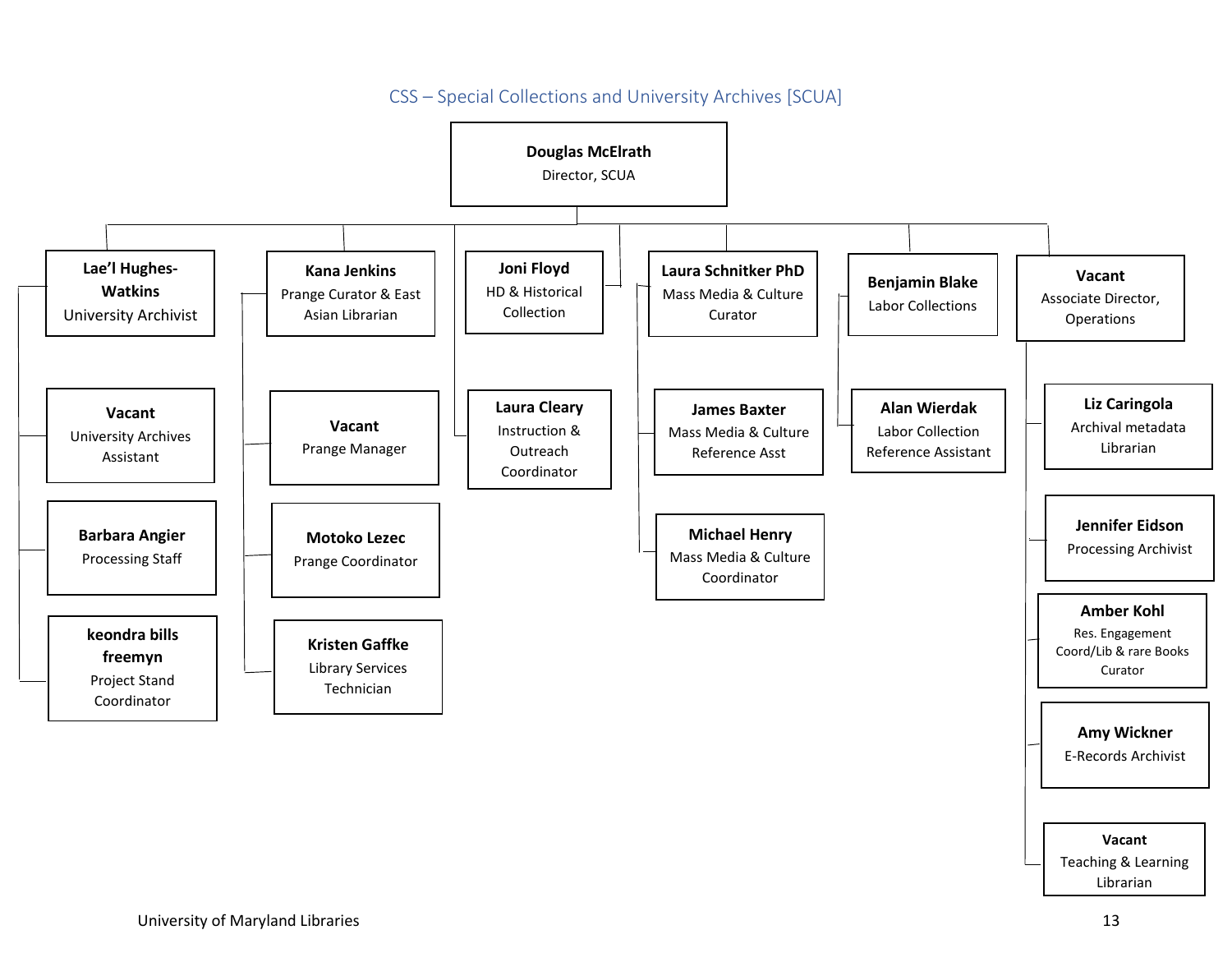# CSS – Special Collections and University Archives [SCUA]

**Douglas McElrath**
Director, SCUA

- **Lae'l Hughes-Watkins**
  University Archivist
  - **Vacant**
    University Archives Assistant
  - **Barbara Angier**
    Processing Staff
  - **keondra bills freemyn**
    Project Stand Coordinator
- **Kana Jenkins**
  Prange Curator & East Asian Librarian
  - **Vacant**
    Prange Manager
  - **Motoko Lezec**
    Prange Coordinator
  - **Kristen Gaffke**
    Library Services Technician
- **Joni Floyd**
  HD & Historical Collection
- **Laura Cleary**
  Instruction & Outreach Coordinator
- **Laura Schnitker PhD**
  Mass Media & Culture Curator
  - **James Baxter**
    Mass Media & Culture Reference Asst
  - **Michael Henry**
    Mass Media & Culture Coordinator
- **Benjamin Blake**
  Labor Collections
  - **Alan Wierdak**
    Labor Collection Reference Assistant
- **Vacant**
  Associate Director, Operations
  - **Liz Caringola**
    Archival metadata Librarian
  - **Jennifer Eidson**
    Processing Archivist
  - **Amber Kohl**
    Res. Engagement Coord/Lib & rare Books Curator
  - **Amy Wickner**
    E-Records Archivist
  - **Vacant**
    Teaching & Learning Librarian

University of Maryland Libraries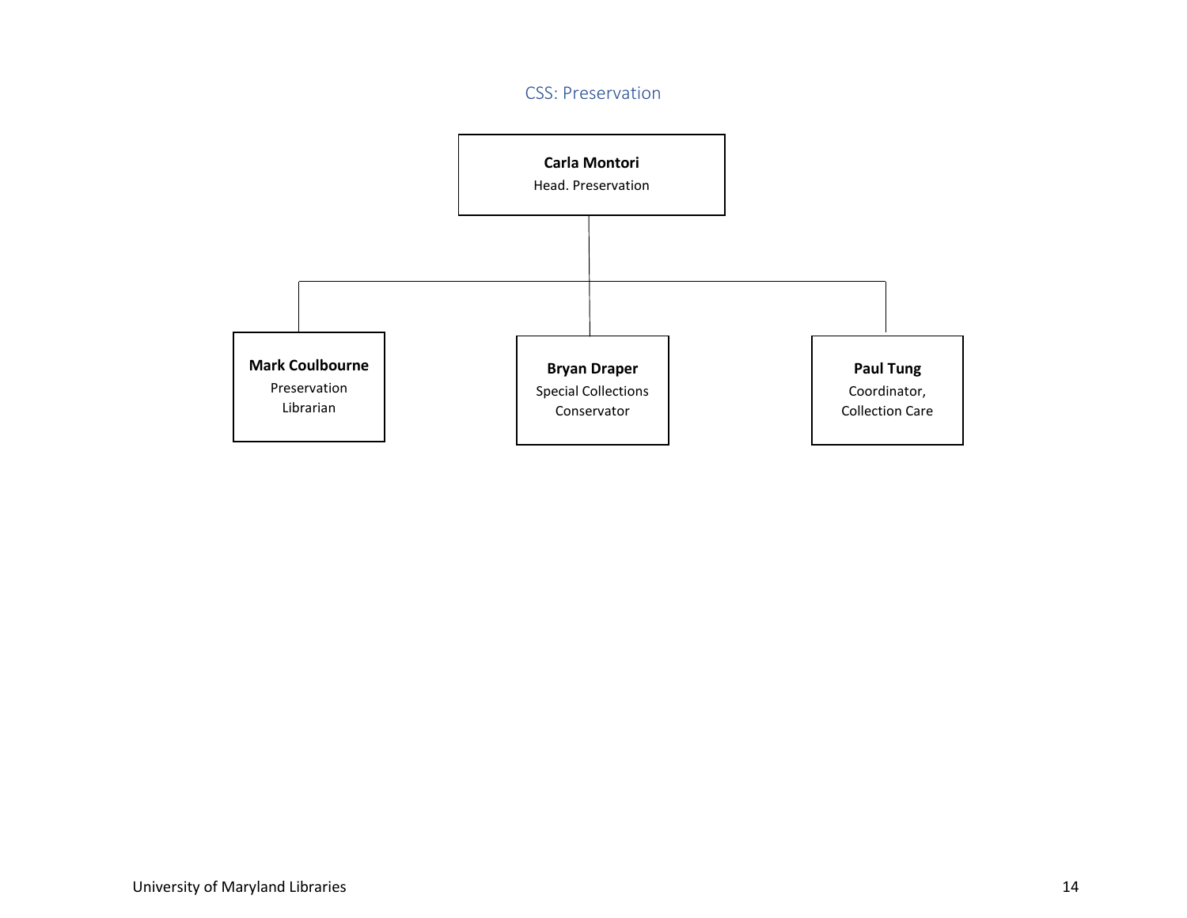## CSS: Preservation

**Carla Montori**
Head. Preservation

- **Mark Coulbourne**
  Preservation Librarian
- **Bryan Draper**
  Special Collections Conservator
- **Paul Tung**
  Coordinator, Collection Care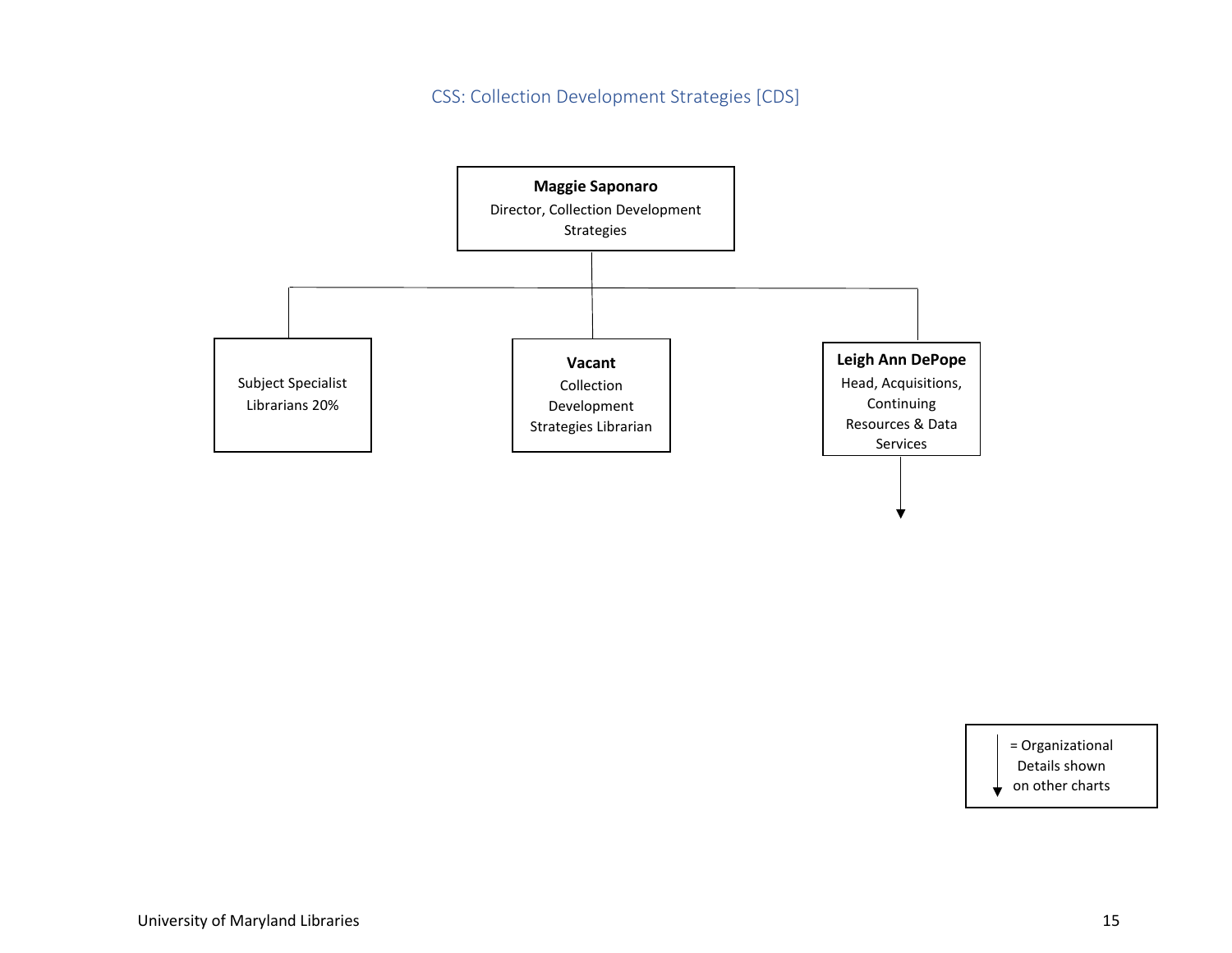## CSS: Collection Development Strategies [CDS]

**Maggie Saponaro**
Director, Collection Development Strategies

- Subject Specialist Librarians 20%
- **Vacant**
  Collection Development Strategies Librarian
- **Leigh Ann DePope**
  Head, Acquisitions, Continuing Resources & Data Services ↓

↓ = Organizational Details shown on other charts

University of Maryland Libraries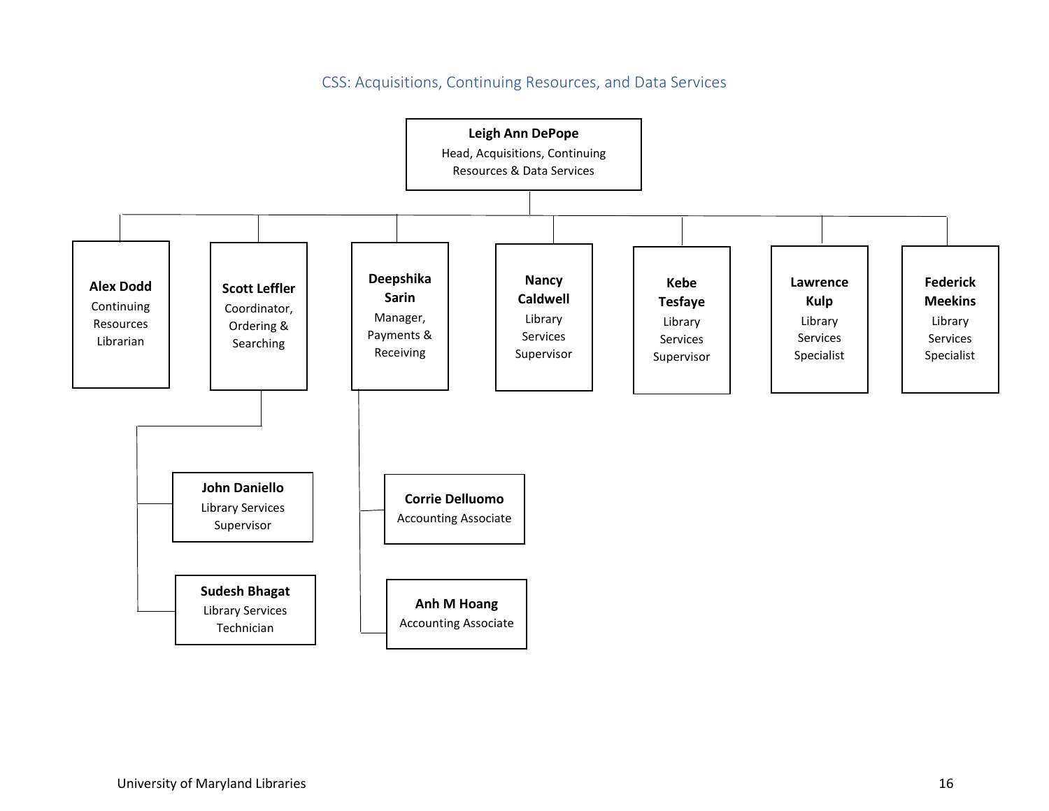## CSS: Acquisitions, Continuing Resources, and Data Services

- **Leigh Ann DePope** — Head, Acquisitions, Continuing Resources & Data Services
  - **Alex Dodd** — Continuing Resources Librarian
  - **Scott Leffler** — Coordinator, Ordering & Searching
    - **John Daniello** — Library Services Supervisor
    - **Sudesh Bhagat** — Library Services Technician
  - **Deepshika Sarin** — Manager, Payments & Receiving
    - **Corrie Delluomo** — Accounting Associate
    - **Anh M Hoang** — Accounting Associate
  - **Nancy Caldwell** — Library Services Supervisor
  - **Kebe Tesfaye** — Library Services Supervisor
  - **Lawrence Kulp** — Library Services Specialist
  - **Federick Meekins** — Library Services Specialist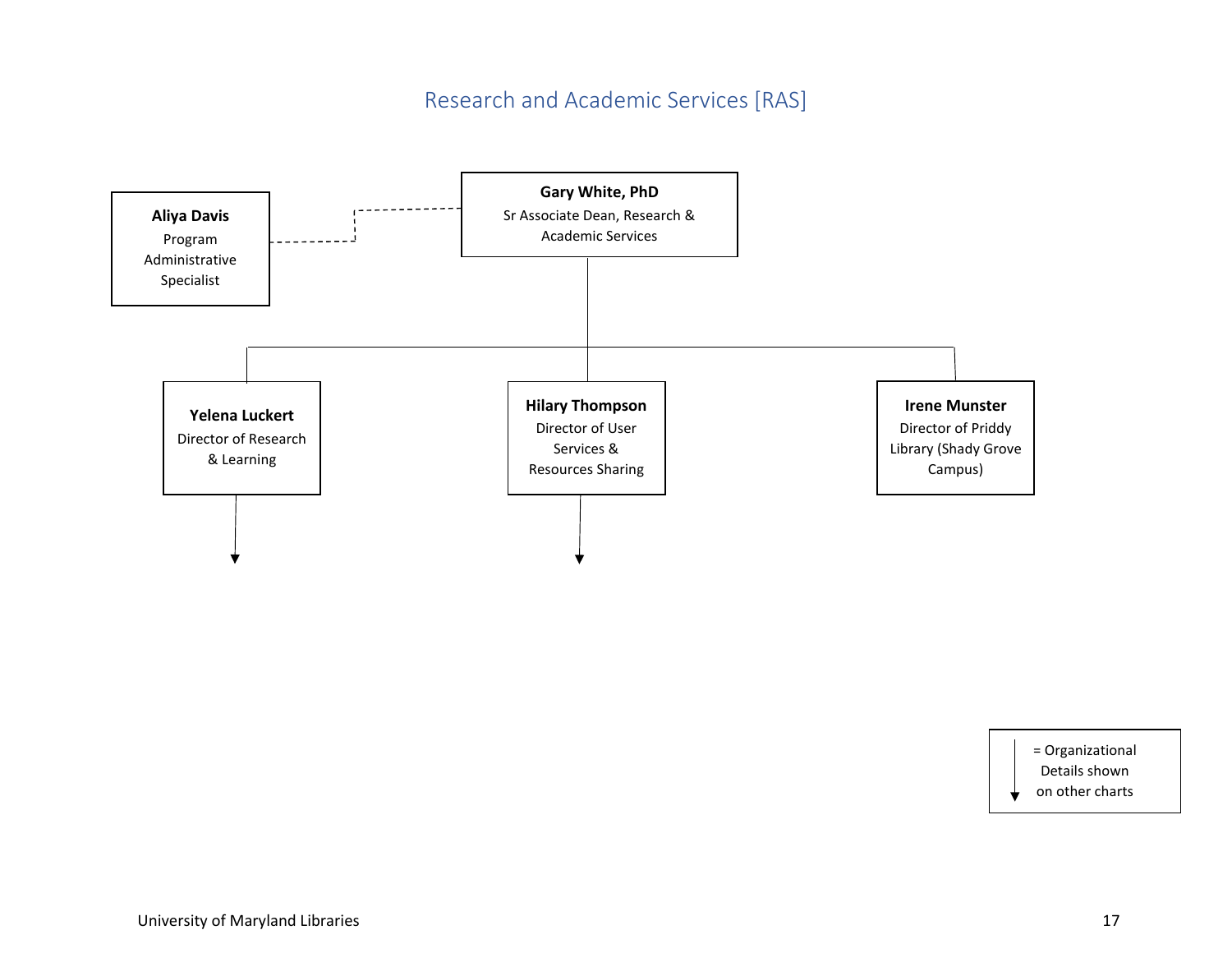# Research and Academic Services [RAS]

**Gary White, PhD**
Sr Associate Dean, Research & Academic Services

**Aliya Davis**
Program Administrative Specialist

**Yelena Luckert**
Director of Research & Learning

**Hilary Thompson**
Director of User Services & Resources Sharing

**Irene Munster**
Director of Priddy Library (Shady Grove Campus)

= Organizational Details shown on other charts

University of Maryland Libraries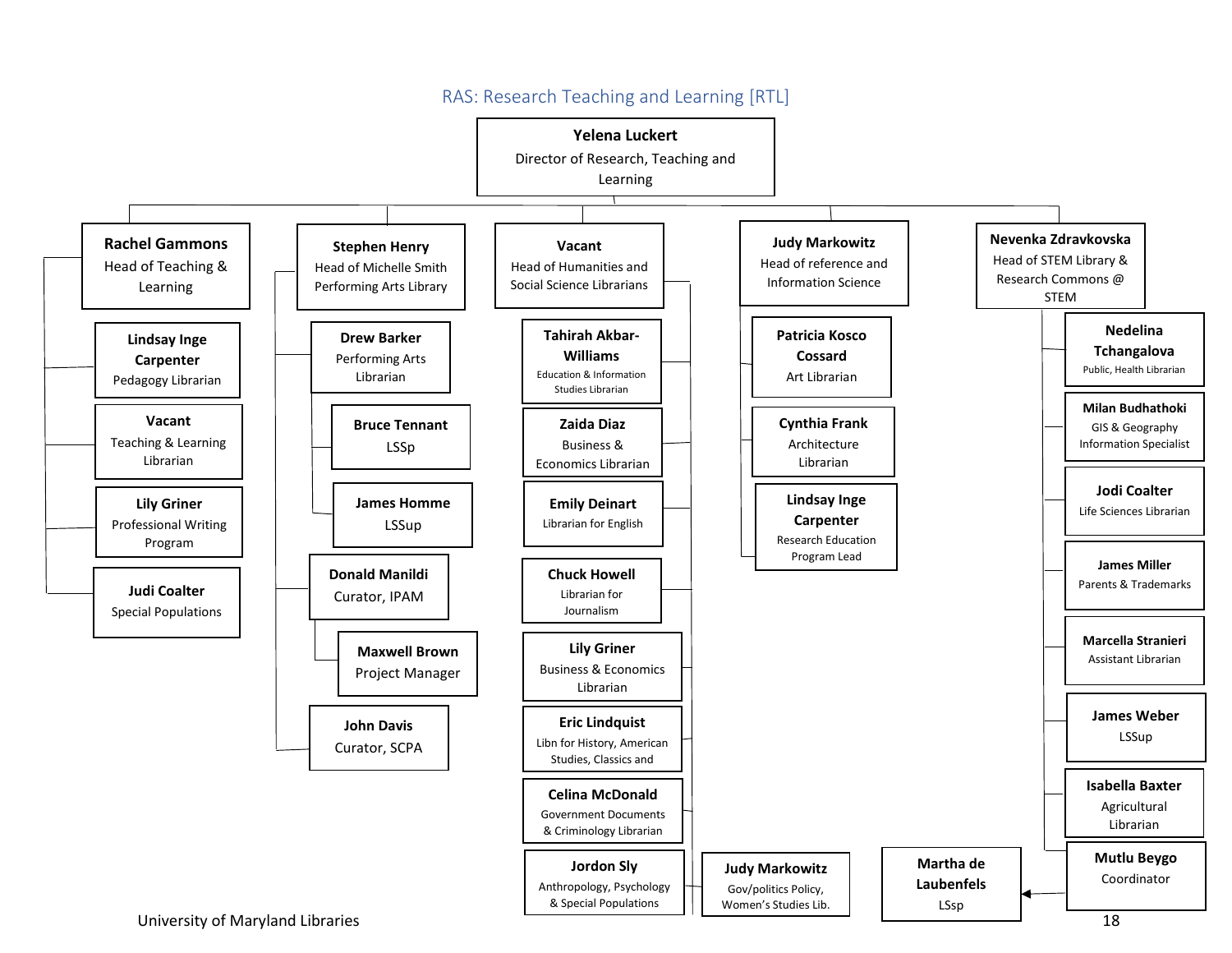# RAS: Research Teaching and Learning [RTL]

**Yelena Luckert**
Director of Research, Teaching and Learning

## Rachel Gammons — Head of Teaching & Learning

- **Lindsay Inge Carpenter** — Pedagogy Librarian
- **Vacant** — Teaching & Learning Librarian
- **Lily Griner** — Professional Writing Program
- **Judi Coalter** — Special Populations

## Stephen Henry — Head of Michelle Smith Performing Arts Library

- **Drew Barker** — Performing Arts Librarian
  - **Bruce Tennant** — LSSp
  - **James Homme** — LSSup
- **Donald Manildi** — Curator, IPAM
  - **Maxwell Brown** — Project Manager
- **John Davis** — Curator, SCPA

## Vacant — Head of Humanities and Social Science Librarians

- **Tahirah Akbar-Williams** — Education & Information Studies Librarian
- **Zaida Diaz** — Business & Economics Librarian
- **Emily Deinart** — Librarian for English
- **Chuck Howell** — Librarian for Journalism
- **Lily Griner** — Business & Economics Librarian
- **Eric Lindquist** — Libn for History, American Studies, Classics and
- **Celina McDonald** — Government Documents & Criminology Librarian
- **Jordon Sly** — Anthropology, Psychology & Special Populations
- **Judy Markowitz** — Gov/politics Policy, Women's Studies Lib.

## Judy Markowitz — Head of reference and Information Science

- **Patricia Kosco Cossard** — Art Librarian
- **Cynthia Frank** — Architecture Librarian
- **Lindsay Inge Carpenter** — Research Education Program Lead

## Nevenka Zdravkovska — Head of STEM Library & Research Commons @ STEM

- **Nedelina Tchangalova** — Public, Health Librarian
- **Milan Budhathoki** — GIS & Geography Information Specialist
- **Jodi Coalter** — Life Sciences Librarian
- **James Miller** — Parents & Trademarks
- **Marcella Stranieri** — Assistant Librarian
- **James Weber** — LSSup
- **Isabella Baxter** — Agricultural Librarian
- **Mutlu Beygo** — Coordinator
  - **Martha de Laubenfels** — LSsp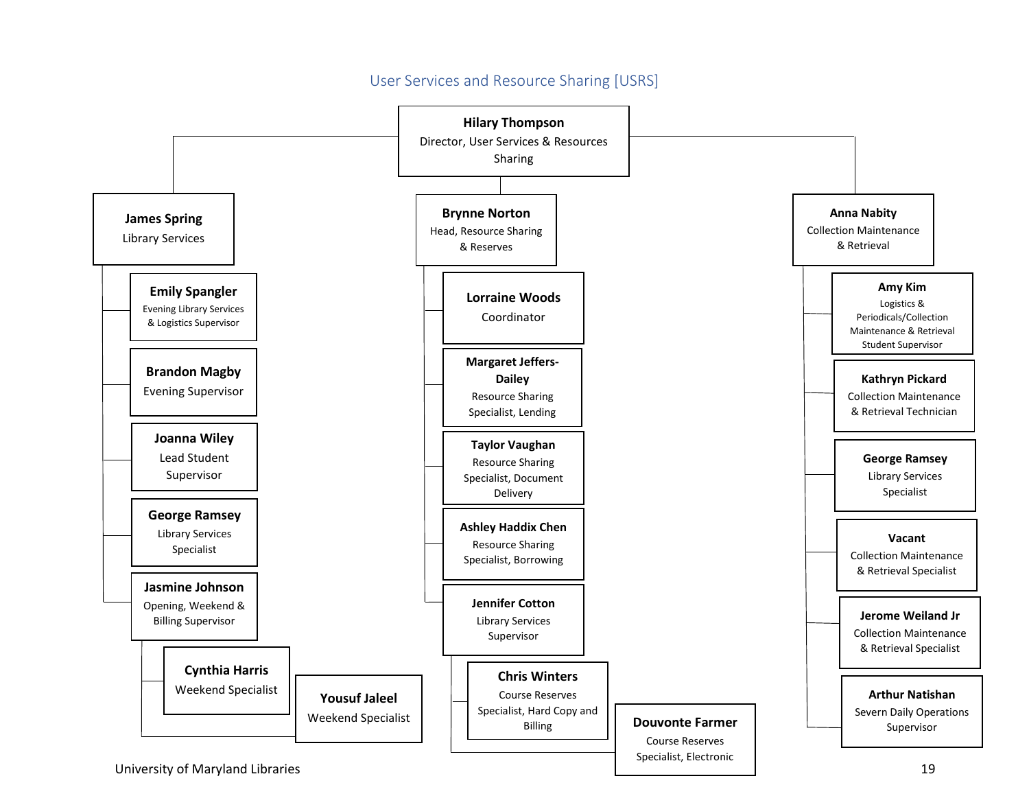## User Services and Resource Sharing [USRS]

**Hilary Thompson**
Director, User Services & Resources Sharing

- **James Spring**
  Library Services
  - **Emily Spangler**
    Evening Library Services & Logistics Supervisor
  - **Brandon Magby**
    Evening Supervisor
  - **Joanna Wiley**
    Lead Student Supervisor
  - **George Ramsey**
    Library Services Specialist
  - **Jasmine Johnson**
    Opening, Weekend & Billing Supervisor
    - **Cynthia Harris**
      Weekend Specialist
    - **Yousuf Jaleel**
      Weekend Specialist

- **Brynne Norton**
  Head, Resource Sharing & Reserves
  - **Lorraine Woods**
    Coordinator
  - **Margaret Jeffers-Dailey**
    Resource Sharing Specialist, Lending
  - **Taylor Vaughan**
    Resource Sharing Specialist, Document Delivery
  - **Ashley Haddix Chen**
    Resource Sharing Specialist, Borrowing
  - **Jennifer Cotton**
    Library Services Supervisor
    - **Chris Winters**
      Course Reserves Specialist, Hard Copy and Billing
    - **Douvonte Farmer**
      Course Reserves Specialist, Electronic

- **Anna Nabity**
  Collection Maintenance & Retrieval
  - **Amy Kim**
    Logistics & Periodicals/Collection Maintenance & Retrieval Student Supervisor
  - **Kathryn Pickard**
    Collection Maintenance & Retrieval Technician
  - **George Ramsey**
    Library Services Specialist
  - **Vacant**
    Collection Maintenance & Retrieval Specialist
  - **Jerome Weiland Jr**
    Collection Maintenance & Retrieval Specialist
  - **Arthur Natishan**
    Severn Daily Operations Supervisor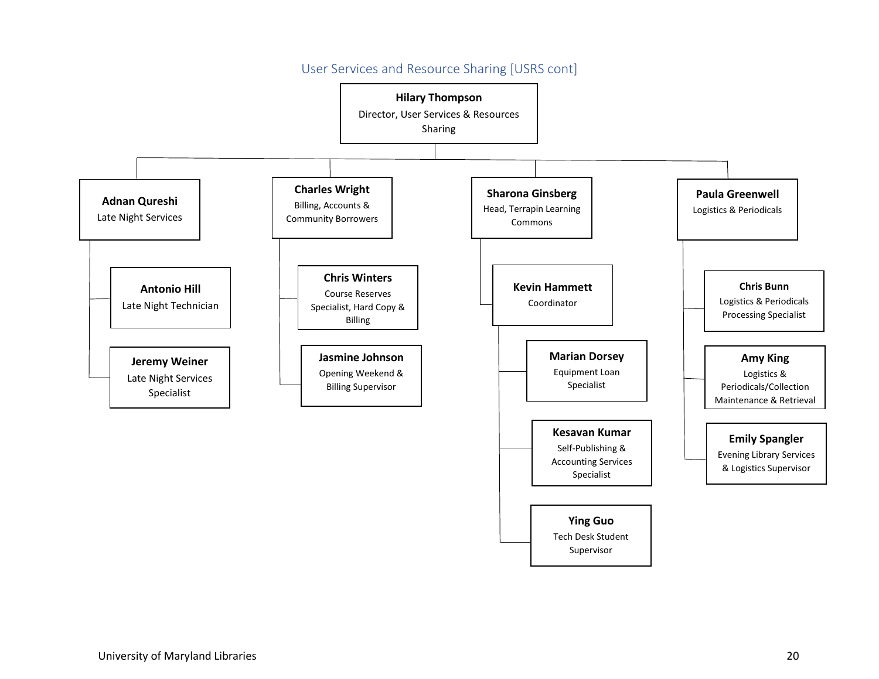## User Services and Resource Sharing [USRS cont]

**Hilary Thompson**
Director, User Services & Resources Sharing

- **Adnan Qureshi**
  Late Night Services
  - **Antonio Hill**
    Late Night Technician
  - **Jeremy Weiner**
    Late Night Services Specialist
- **Charles Wright**
  Billing, Accounts & Community Borrowers
  - **Chris Winters**
    Course Reserves Specialist, Hard Copy & Billing
  - **Jasmine Johnson**
    Opening Weekend & Billing Supervisor
- **Sharona Ginsberg**
  Head, Terrapin Learning Commons
  - **Kevin Hammett**
    Coordinator
    - **Marian Dorsey**
      Equipment Loan Specialist
    - **Kesavan Kumar**
      Self-Publishing & Accounting Services Specialist
    - **Ying Guo**
      Tech Desk Student Supervisor
- **Paula Greenwell**
  Logistics & Periodicals
  - **Chris Bunn**
    Logistics & Periodicals Processing Specialist
  - **Amy King**
    Logistics & Periodicals/Collection Maintenance & Retrieval
  - **Emily Spangler**
    Evening Library Services & Logistics Supervisor

University of Maryland Libraries